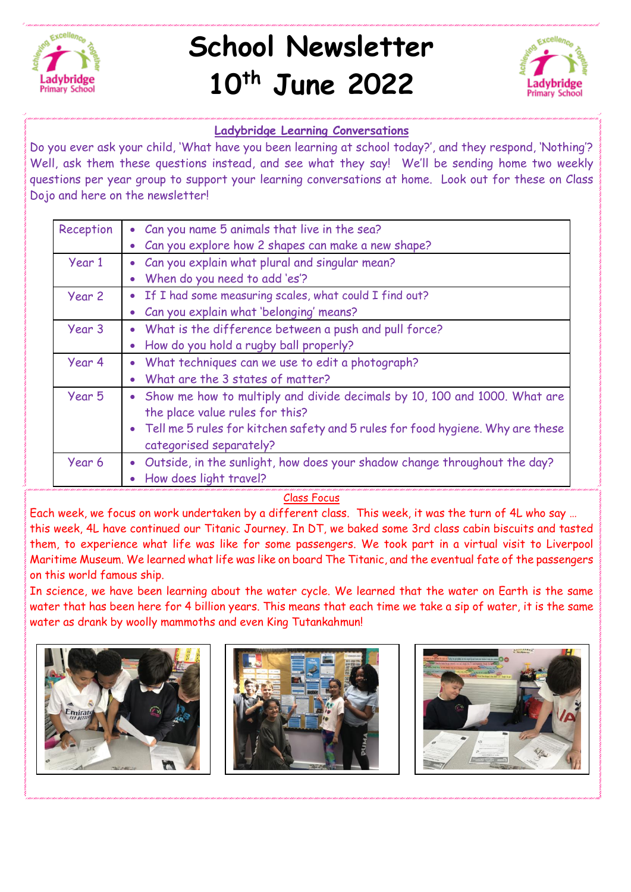# School Newsletter 10th June 2022

## Ladybridge Learning Conversations

Do you ever ask your child, 'What have you been learning at school today?', and they respond, 'Nothing'? Well, ask them these questions instead, and see what they say! We'll be sending home two weekly questions per year group to support your learning conversations at home. Look out for these on Class Dojo and here on the newsletter!

| | |
|---|---|
| Reception | • Can you name 5 animals that live in the sea?<br>• Can you explore how 2 shapes can make a new shape? |
| Year 1 | • Can you explain what plural and singular mean?<br>• When do you need to add 'es'? |
| Year 2 | • If I had some measuring scales, what could I find out?<br>• Can you explain what 'belonging' means? |
| Year 3 | • What is the difference between a push and pull force?<br>• How do you hold a rugby ball properly? |
| Year 4 | • What techniques can we use to edit a photograph?<br>• What are the 3 states of matter? |
| Year 5 | • Show me how to multiply and divide decimals by 10, 100 and 1000. What are the place value rules for this?<br>• Tell me 5 rules for kitchen safety and 5 rules for food hygiene. Why are these categorised separately? |
| Year 6 | • Outside, in the sunlight, how does your shadow change throughout the day?<br>• How does light travel? |

## Class Focus

Each week, we focus on work undertaken by a different class. This week, it was the turn of 4L who say … this week, 4L have continued our Titanic Journey. In DT, we baked some 3rd class cabin biscuits and tasted them, to experience what life was like for some passengers. We took part in a virtual visit to Liverpool Maritime Museum. We learned what life was like on board The Titanic, and the eventual fate of the passengers on this world famous ship.

In science, we have been learning about the water cycle. We learned that the water on Earth is the same water that has been here for 4 billion years. This means that each time we take a sip of water, it is the same water as drank by woolly mammoths and even King Tutankahmun!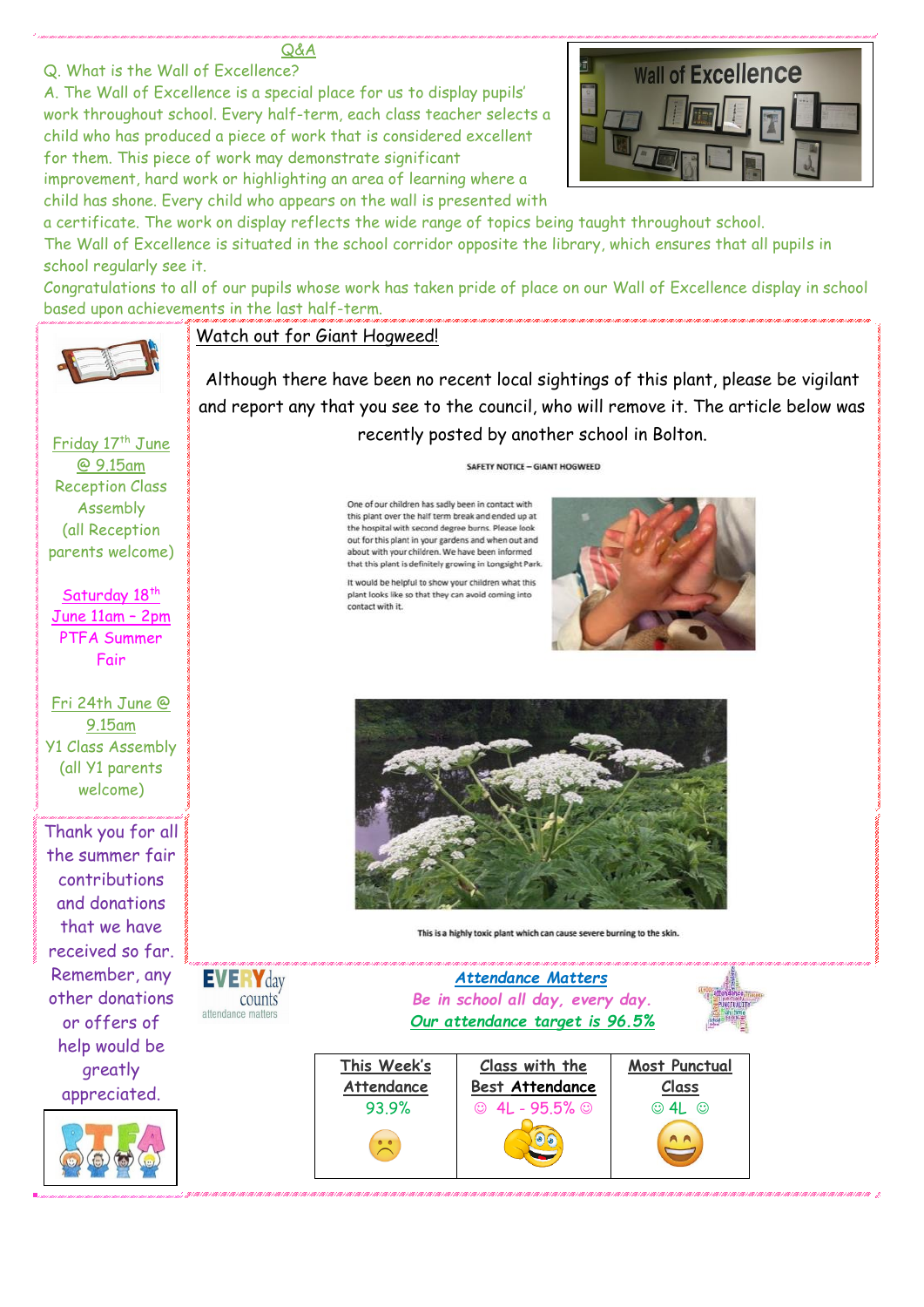## Q&A

Q. What is the Wall of Excellence?

A. The Wall of Excellence is a special place for us to display pupils' work throughout school. Every half-term, each class teacher selects a child who has produced a piece of work that is considered excellent for them. This piece of work may demonstrate significant improvement, hard work or highlighting an area of learning where a child has shone. Every child who appears on the wall is presented with a certificate. The work on display reflects the wide range of topics being taught throughout school.

The Wall of Excellence is situated in the school corridor opposite the library, which ensures that all pupils in school regularly see it.

Congratulations to all of our pupils whose work has taken pride of place on our Wall of Excellence display in school based upon achievements in the last half-term.

Wall of Excellence

## Watch out for Giant Hogweed!

Although there have been no recent local sightings of this plant, please be vigilant and report any that you see to the council, who will remove it. The article below was recently posted by another school in Bolton.

SAFETY NOTICE – GIANT HOGWEED

One of our children has sadly been in contact with this plant over the half term break and ended up at the hospital with second degree burns. Please look out for this plant in your gardens and when out and about with your children. We have been informed that this plant is definitely growing in Longsight Park.

It would be helpful to show your children what this plant looks like so that they can avoid coming into contact with it.

This is a highly toxic plant which can cause severe burning to the skin.

**Friday 17th June @ 9.15am**
Reception Class Assembly
(all Reception parents welcome)

**Saturday 18th June 11am - 2pm**
PTFA Summer Fair

**Fri 24th June @ 9.15am**
Y1 Class Assembly
(all Y1 parents welcome)

Thank you for all the summer fair contributions and donations that we have received so far. Remember, any other donations or offers of help would be greatly appreciated.

PTFA

EVERYday counts
attendance matters

## *Attendance Matters*

*Be in school all day, every day.*

*Our attendance target is 96.5%*

| This Week's Attendance | Class with the Best Attendance | Most Punctual Class |
|---|---|---|
| 93.9% ☹ | ☺ 4L - 95.5% ☺ | ☺ 4L ☺ |